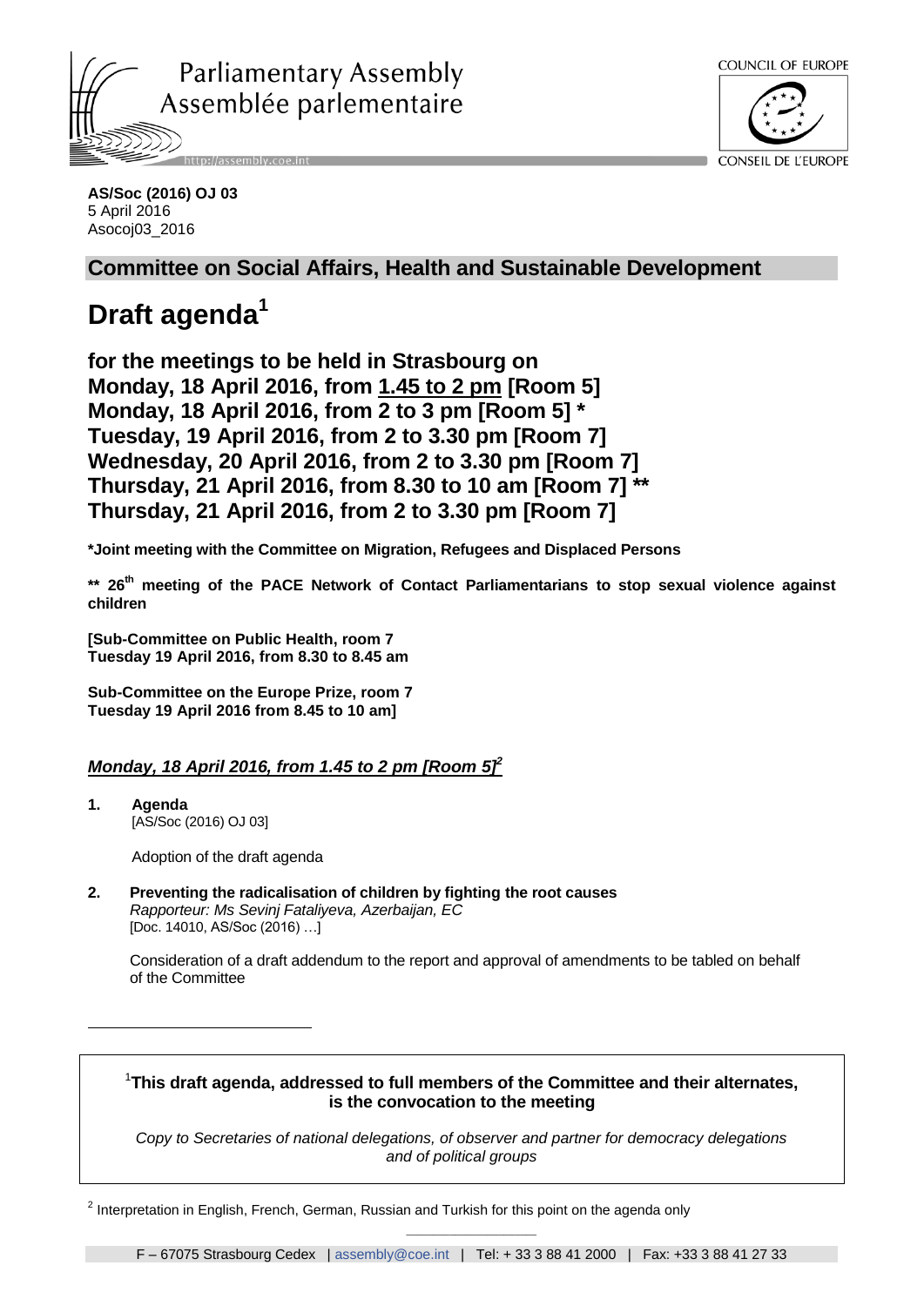Parliamentary Assembly
Assemblée parlementaire

COUNCIL OF EUROPE
CONSEIL DE L'EUROPE

**AS/Soc (2016) OJ 03**
5 April 2016
Asocoj03_2016

## Committee on Social Affairs, Health and Sustainable Development

# Draft agenda[1]

## for the meetings to be held in Strasbourg on
## Monday, 18 April 2016, from 1.45 to 2 pm [Room 5]
## Monday, 18 April 2016, from 2 to 3 pm [Room 5] *
## Tuesday, 19 April 2016, from 2 to 3.30 pm [Room 7]
## Wednesday, 20 April 2016, from 2 to 3.30 pm [Room 7]
## Thursday, 21 April 2016, from 8.30 to 10 am [Room 7] **
## Thursday, 21 April 2016, from 2 to 3.30 pm [Room 7]

**\*Joint meeting with the Committee on Migration, Refugees and Displaced Persons**

**\*\* 26th meeting of the PACE Network of Contact Parliamentarians to stop sexual violence against children**

**[Sub-Committee on Public Health, room 7
Tuesday 19 April 2016, from 8.30 to 8.45 am**

**Sub-Committee on the Europe Prize, room 7
Tuesday 19 April 2016 from 8.45 to 10 am]**

***Monday, 18 April 2016, from 1.45 to 2 pm [Room 5]***[2]

**1. Agenda**
[AS/Soc (2016) OJ 03]

Adoption of the draft agenda

**2. Preventing the radicalisation of children by fighting the root causes**
*Rapporteur: Ms Sevinj Fataliyeva, Azerbaijan, EC*
[Doc. 14010, AS/Soc (2016) …]

Consideration of a draft addendum to the report and approval of amendments to be tabled on behalf of the Committee

---

[1] **This draft agenda, addressed to full members of the Committee and their alternates, is the convocation to the meeting**

*Copy to Secretaries of national delegations, of observer and partner for democracy delegations and of political groups*

[2] Interpretation in English, French, German, Russian and Turkish for this point on the agenda only

F – 67075 Strasbourg Cedex | assembly@coe.int | Tel: + 33 3 88 41 2000 | Fax: +33 3 88 41 27 33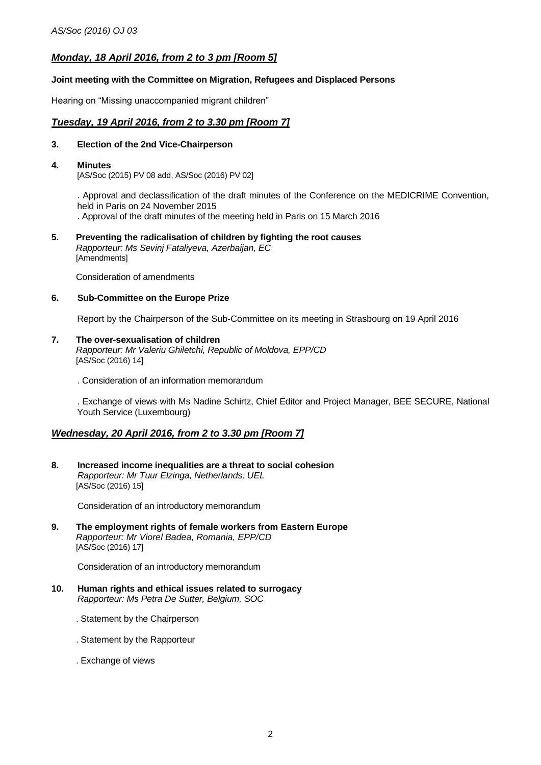## *Monday, 18 April 2016, from 2 to 3 pm [Room 5]*

**Joint meeting with the Committee on Migration, Refugees and Displaced Persons**

Hearing on "Missing unaccompanied migrant children"

## *Tuesday, 19 April 2016, from 2 to 3.30 pm [Room 7]*

**3. Election of the 2nd Vice-Chairperson**

**4. Minutes**
[AS/Soc (2015) PV 08 add, AS/Soc (2016) PV 02]

. Approval and declassification of the draft minutes of the Conference on the MEDICRIME Convention, held in Paris on 24 November 2015
. Approval of the draft minutes of the meeting held in Paris on 15 March 2016

**5. Preventing the radicalisation of children by fighting the root causes**
*Rapporteur: Ms Sevinj Fataliyeva, Azerbaijan, EC*
[Amendments]

Consideration of amendments

**6. Sub-Committee on the Europe Prize**

Report by the Chairperson of the Sub-Committee on its meeting in Strasbourg on 19 April 2016

**7. The over-sexualisation of children**
*Rapporteur: Mr Valeriu Ghiletchi, Republic of Moldova, EPP/CD*
[AS/Soc (2016) 14]

. Consideration of an information memorandum

. Exchange of views with Ms Nadine Schirtz, Chief Editor and Project Manager, BEE SECURE, National Youth Service (Luxembourg)

## *Wednesday, 20 April 2016, from 2 to 3.30 pm [Room 7]*

**8. Increased income inequalities are a threat to social cohesion**
*Rapporteur: Mr Tuur Elzinga, Netherlands, UEL*
[AS/Soc (2016) 15]

Consideration of an introductory memorandum

**9. The employment rights of female workers from Eastern Europe**
*Rapporteur: Mr Viorel Badea, Romania, EPP/CD*
[AS/Soc (2016) 17]

Consideration of an introductory memorandum

**10. Human rights and ethical issues related to surrogacy**
*Rapporteur: Ms Petra De Sutter, Belgium, SOC*

. Statement by the Chairperson

. Statement by the Rapporteur

. Exchange of views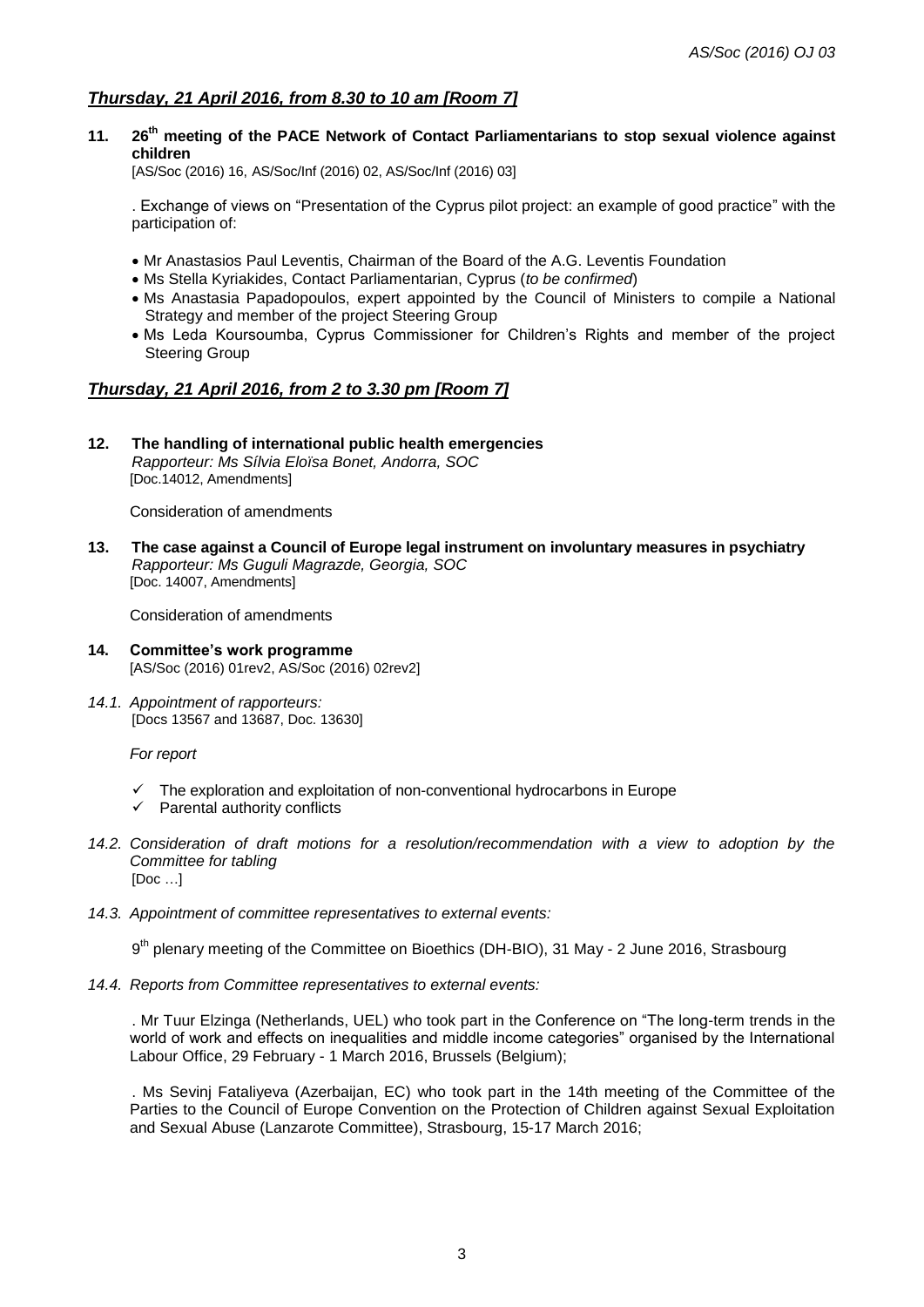## *Thursday, 21 April 2016, from 8.30 to 10 am [Room 7]*

**11. 26th meeting of the PACE Network of Contact Parliamentarians to stop sexual violence against children**
[AS/Soc (2016) 16, AS/Soc/Inf (2016) 02, AS/Soc/Inf (2016) 03]

. Exchange of views on "Presentation of the Cyprus pilot project: an example of good practice" with the participation of:

- Mr Anastasios Paul Leventis, Chairman of the Board of the A.G. Leventis Foundation
- Ms Stella Kyriakides, Contact Parliamentarian, Cyprus (*to be confirmed*)
- Ms Anastasia Papadopoulos, expert appointed by the Council of Ministers to compile a National Strategy and member of the project Steering Group
- Ms Leda Koursoumba, Cyprus Commissioner for Children's Rights and member of the project Steering Group

## *Thursday, 21 April 2016, from 2 to 3.30 pm [Room 7]*

**12. The handling of international public health emergencies**
*Rapporteur: Ms Sílvia Eloïsa Bonet, Andorra, SOC*
[Doc.14012, Amendments]

Consideration of amendments

**13. The case against a Council of Europe legal instrument on involuntary measures in psychiatry**
*Rapporteur: Ms Guguli Magrazde, Georgia, SOC*
[Doc. 14007, Amendments]

Consideration of amendments

**14. Committee's work programme**
[AS/Soc (2016) 01rev2, AS/Soc (2016) 02rev2]

*14.1. Appointment of rapporteurs:*
[Docs 13567 and 13687, Doc. 13630]

*For report*

- ✓ The exploration and exploitation of non-conventional hydrocarbons in Europe
- ✓ Parental authority conflicts

*14.2. Consideration of draft motions for a resolution/recommendation with a view to adoption by the Committee for tabling*
[Doc …]

*14.3. Appointment of committee representatives to external events:*

9th plenary meeting of the Committee on Bioethics (DH-BIO), 31 May - 2 June 2016, Strasbourg

*14.4. Reports from Committee representatives to external events:*

. Mr Tuur Elzinga (Netherlands, UEL) who took part in the Conference on "The long-term trends in the world of work and effects on inequalities and middle income categories" organised by the International Labour Office, 29 February - 1 March 2016, Brussels (Belgium);

. Ms Sevinj Fataliyeva (Azerbaijan, EC) who took part in the 14th meeting of the Committee of the Parties to the Council of Europe Convention on the Protection of Children against Sexual Exploitation and Sexual Abuse (Lanzarote Committee), Strasbourg, 15-17 March 2016;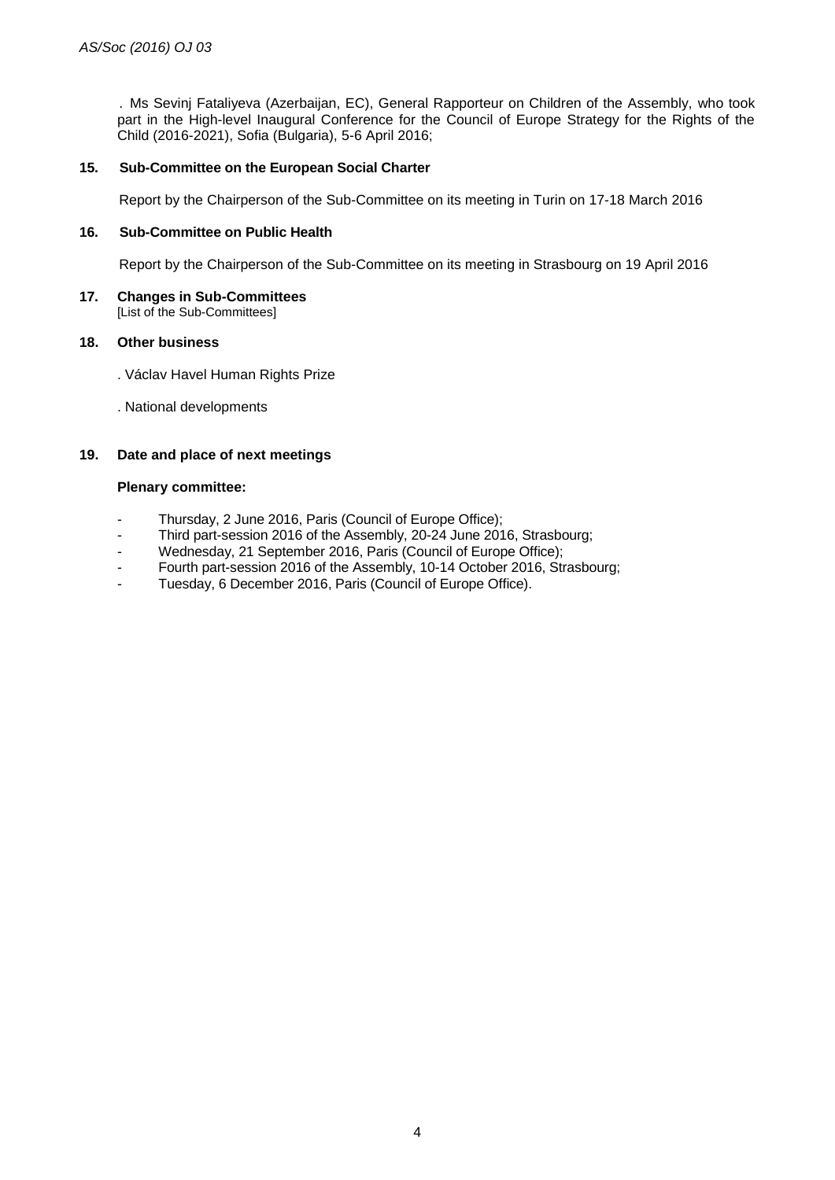. Ms Sevinj Fataliyeva (Azerbaijan, EC), General Rapporteur on Children of the Assembly, who took part in the High-level Inaugural Conference for the Council of Europe Strategy for the Rights of the Child (2016-2021), Sofia (Bulgaria), 5-6 April 2016;

**15. Sub-Committee on the European Social Charter**

Report by the Chairperson of the Sub-Committee on its meeting in Turin on 17-18 March 2016

**16. Sub-Committee on Public Health**

Report by the Chairperson of the Sub-Committee on its meeting in Strasbourg on 19 April 2016

**17. Changes in Sub-Committees**
[List of the Sub-Committees]

**18. Other business**

. Václav Havel Human Rights Prize

. National developments

**19. Date and place of next meetings**

**Plenary committee:**

- Thursday, 2 June 2016, Paris (Council of Europe Office);
- Third part-session 2016 of the Assembly, 20-24 June 2016, Strasbourg;
- Wednesday, 21 September 2016, Paris (Council of Europe Office);
- Fourth part-session 2016 of the Assembly, 10-14 October 2016, Strasbourg;
- Tuesday, 6 December 2016, Paris (Council of Europe Office).